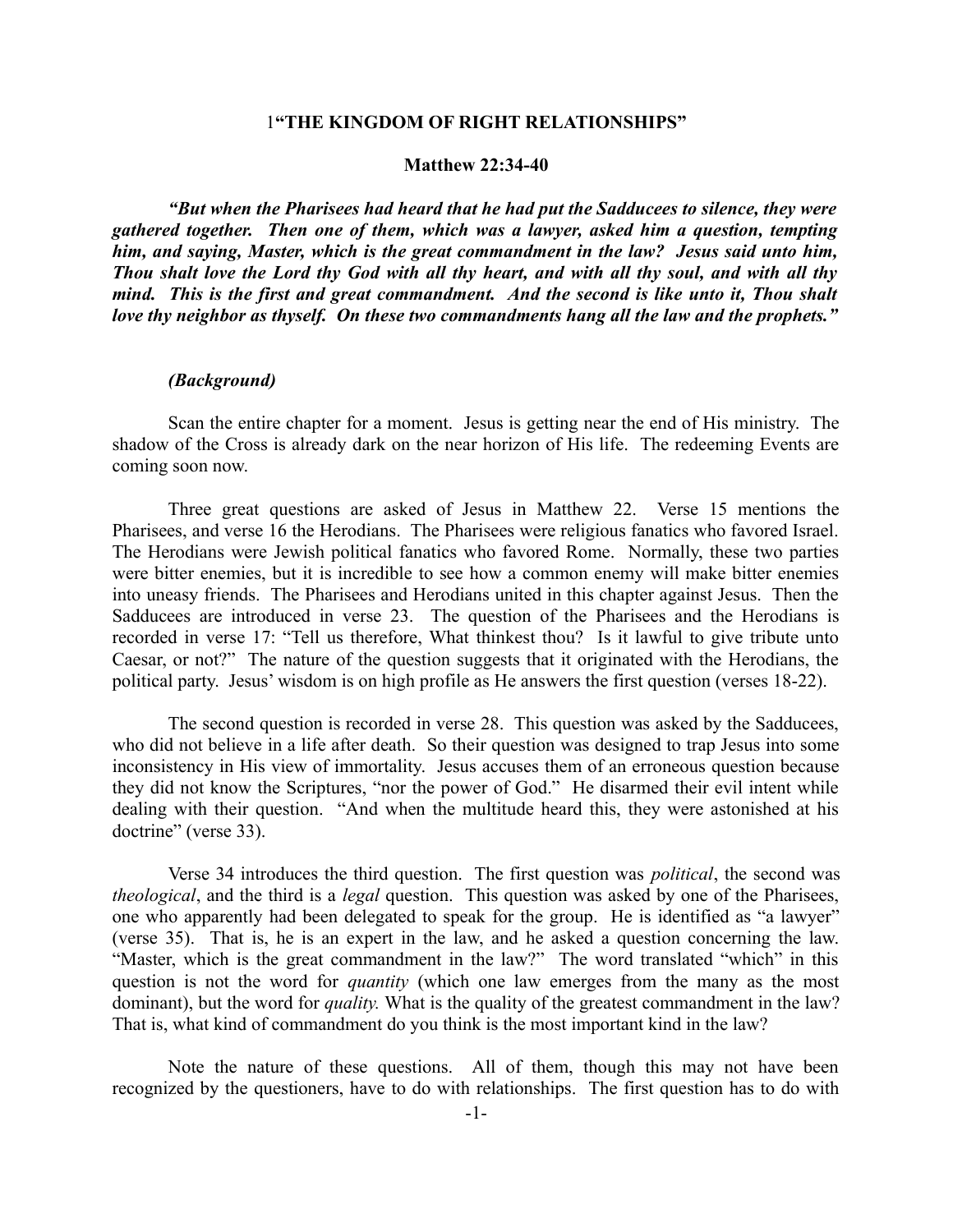# 1"THE KINGDOM OF RIGHT RELATIONSHIPS"

## Matthew 22:34-40

***"But when the Pharisees had heard that he had put the Sadducees to silence, they were gathered together. Then one of them, which was a lawyer, asked him a question, tempting him, and saying, Master, which is the great commandment in the law? Jesus said unto him, Thou shalt love the Lord thy God with all thy heart, and with all thy soul, and with all thy mind. This is the first and great commandment. And the second is like unto it, Thou shalt love thy neighbor as thyself. On these two commandments hang all the law and the prophets."***

***(Background)***

Scan the entire chapter for a moment. Jesus is getting near the end of His ministry. The shadow of the Cross is already dark on the near horizon of His life. The redeeming Events are coming soon now.

Three great questions are asked of Jesus in Matthew 22. Verse 15 mentions the Pharisees, and verse 16 the Herodians. The Pharisees were religious fanatics who favored Israel. The Herodians were Jewish political fanatics who favored Rome. Normally, these two parties were bitter enemies, but it is incredible to see how a common enemy will make bitter enemies into uneasy friends. The Pharisees and Herodians united in this chapter against Jesus. Then the Sadducees are introduced in verse 23. The question of the Pharisees and the Herodians is recorded in verse 17: "Tell us therefore, What thinkest thou? Is it lawful to give tribute unto Caesar, or not?" The nature of the question suggests that it originated with the Herodians, the political party. Jesus' wisdom is on high profile as He answers the first question (verses 18-22).

The second question is recorded in verse 28. This question was asked by the Sadducees, who did not believe in a life after death. So their question was designed to trap Jesus into some inconsistency in His view of immortality. Jesus accuses them of an erroneous question because they did not know the Scriptures, "nor the power of God." He disarmed their evil intent while dealing with their question. "And when the multitude heard this, they were astonished at his doctrine" (verse 33).

Verse 34 introduces the third question. The first question was *political*, the second was *theological*, and the third is a *legal* question. This question was asked by one of the Pharisees, one who apparently had been delegated to speak for the group. He is identified as "a lawyer" (verse 35). That is, he is an expert in the law, and he asked a question concerning the law. "Master, which is the great commandment in the law?" The word translated "which" in this question is not the word for *quantity* (which one law emerges from the many as the most dominant), but the word for *quality.* What is the quality of the greatest commandment in the law? That is, what kind of commandment do you think is the most important kind in the law?

Note the nature of these questions. All of them, though this may not have been recognized by the questioners, have to do with relationships. The first question has to do with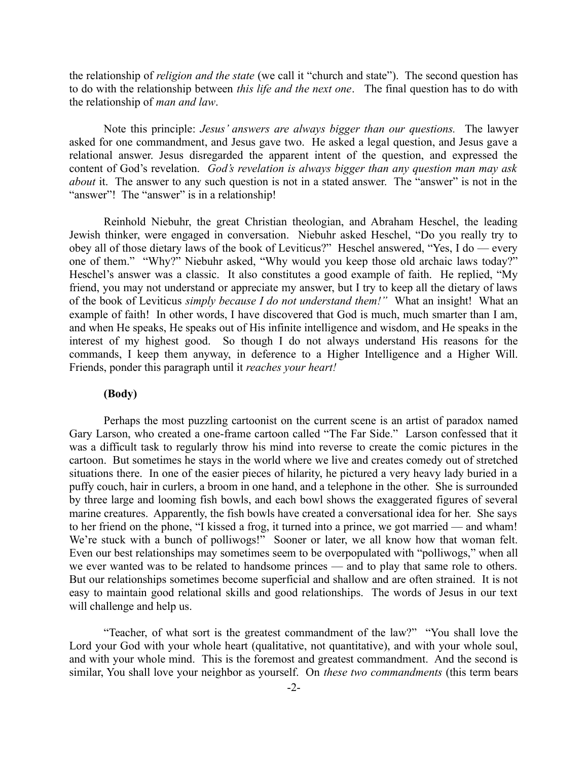the relationship of *religion and the state* (we call it "church and state"). The second question has to do with the relationship between *this life and the next one*. The final question has to do with the relationship of *man and law*.

Note this principle: *Jesus' answers are always bigger than our questions.* The lawyer asked for one commandment, and Jesus gave two. He asked a legal question, and Jesus gave a relational answer. Jesus disregarded the apparent intent of the question, and expressed the content of God's revelation. *God's revelation is always bigger than any question man may ask about* it. The answer to any such question is not in a stated answer. The "answer" is not in the "answer"! The "answer" is in a relationship!

Reinhold Niebuhr, the great Christian theologian, and Abraham Heschel, the leading Jewish thinker, were engaged in conversation. Niebuhr asked Heschel, "Do you really try to obey all of those dietary laws of the book of Leviticus?" Heschel answered, "Yes, I do — every one of them." "Why?" Niebuhr asked, "Why would you keep those old archaic laws today?" Heschel's answer was a classic. It also constitutes a good example of faith. He replied, "My friend, you may not understand or appreciate my answer, but I try to keep all the dietary of laws of the book of Leviticus *simply because I do not understand them!"* What an insight! What an example of faith! In other words, I have discovered that God is much, much smarter than I am, and when He speaks, He speaks out of His infinite intelligence and wisdom, and He speaks in the interest of my highest good. So though I do not always understand His reasons for the commands, I keep them anyway, in deference to a Higher Intelligence and a Higher Will. Friends, ponder this paragraph until it *reaches your heart!*

**(Body)**

Perhaps the most puzzling cartoonist on the current scene is an artist of paradox named Gary Larson, who created a one-frame cartoon called "The Far Side." Larson confessed that it was a difficult task to regularly throw his mind into reverse to create the comic pictures in the cartoon. But sometimes he stays in the world where we live and creates comedy out of stretched situations there. In one of the easier pieces of hilarity, he pictured a very heavy lady buried in a puffy couch, hair in curlers, a broom in one hand, and a telephone in the other. She is surrounded by three large and looming fish bowls, and each bowl shows the exaggerated figures of several marine creatures. Apparently, the fish bowls have created a conversational idea for her. She says to her friend on the phone, "I kissed a frog, it turned into a prince, we got married — and wham! We're stuck with a bunch of polliwogs!" Sooner or later, we all know how that woman felt. Even our best relationships may sometimes seem to be overpopulated with "polliwogs," when all we ever wanted was to be related to handsome princes — and to play that same role to others. But our relationships sometimes become superficial and shallow and are often strained. It is not easy to maintain good relational skills and good relationships. The words of Jesus in our text will challenge and help us.

"Teacher, of what sort is the greatest commandment of the law?" "You shall love the Lord your God with your whole heart (qualitative, not quantitative), and with your whole soul, and with your whole mind. This is the foremost and greatest commandment. And the second is similar, You shall love your neighbor as yourself. On *these two commandments* (this term bears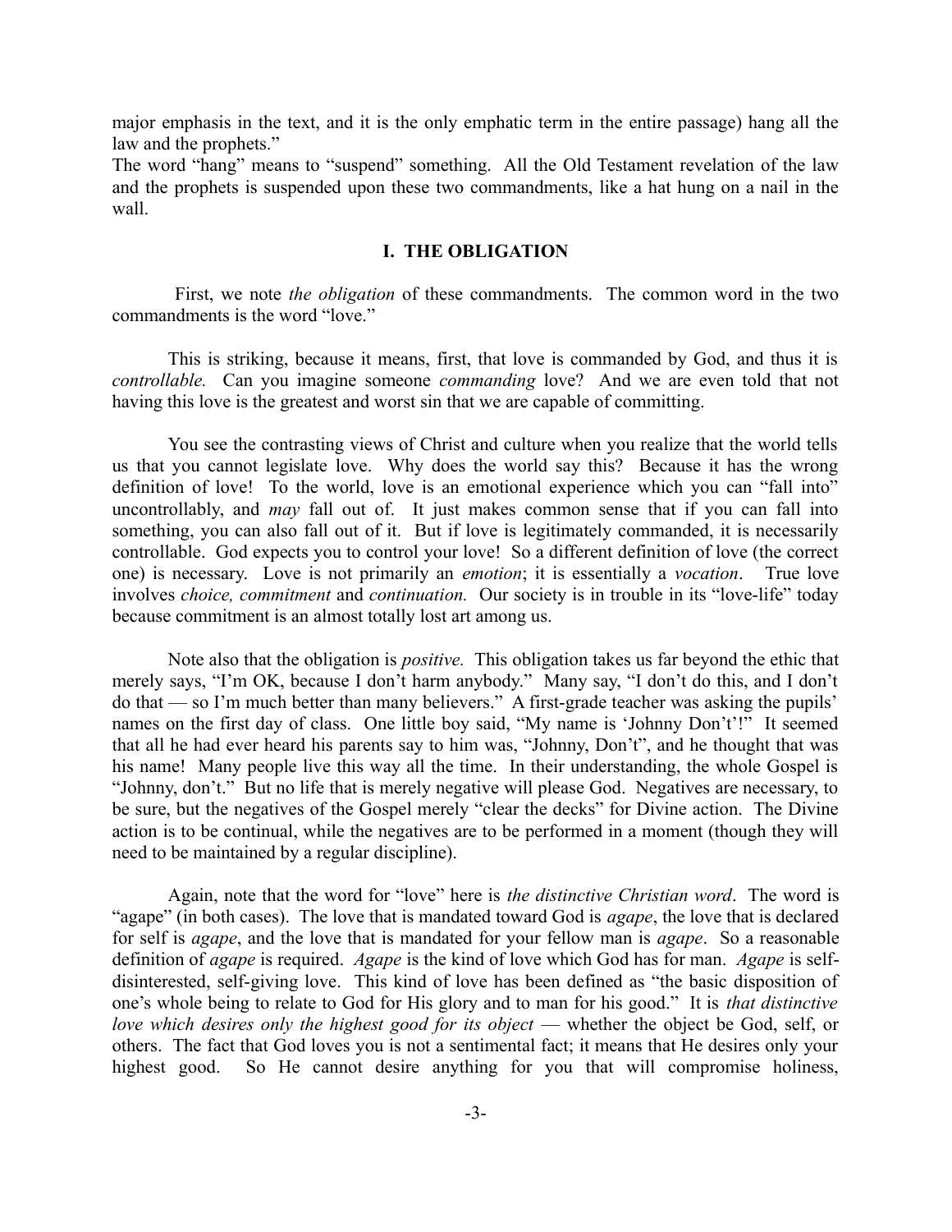major emphasis in the text, and it is the only emphatic term in the entire passage) hang all the law and the prophets."

The word "hang" means to "suspend" something. All the Old Testament revelation of the law and the prophets is suspended upon these two commandments, like a hat hung on a nail in the wall.

## I. THE OBLIGATION

First, we note *the obligation* of these commandments. The common word in the two commandments is the word "love."

This is striking, because it means, first, that love is commanded by God, and thus it is *controllable.* Can you imagine someone *commanding* love? And we are even told that not having this love is the greatest and worst sin that we are capable of committing.

You see the contrasting views of Christ and culture when you realize that the world tells us that you cannot legislate love. Why does the world say this? Because it has the wrong definition of love! To the world, love is an emotional experience which you can "fall into" uncontrollably, and *may* fall out of. It just makes common sense that if you can fall into something, you can also fall out of it. But if love is legitimately commanded, it is necessarily controllable. God expects you to control your love! So a different definition of love (the correct one) is necessary. Love is not primarily an *emotion*; it is essentially a *vocation*. True love involves *choice, commitment* and *continuation.* Our society is in trouble in its "love-life" today because commitment is an almost totally lost art among us.

Note also that the obligation is *positive.* This obligation takes us far beyond the ethic that merely says, "I'm OK, because I don't harm anybody." Many say, "I don't do this, and I don't do that — so I'm much better than many believers." A first-grade teacher was asking the pupils' names on the first day of class. One little boy said, "My name is 'Johnny Don't'!" It seemed that all he had ever heard his parents say to him was, "Johnny, Don't", and he thought that was his name! Many people live this way all the time. In their understanding, the whole Gospel is "Johnny, don't." But no life that is merely negative will please God. Negatives are necessary, to be sure, but the negatives of the Gospel merely "clear the decks" for Divine action. The Divine action is to be continual, while the negatives are to be performed in a moment (though they will need to be maintained by a regular discipline).

Again, note that the word for "love" here is *the distinctive Christian word*. The word is "agape" (in both cases). The love that is mandated toward God is *agape*, the love that is declared for self is *agape*, and the love that is mandated for your fellow man is *agape*. So a reasonable definition of *agape* is required. *Agape* is the kind of love which God has for man. *Agape* is self-disinterested, self-giving love. This kind of love has been defined as "the basic disposition of one's whole being to relate to God for His glory and to man for his good." It is *that distinctive love which desires only the highest good for its object* — whether the object be God, self, or others. The fact that God loves you is not a sentimental fact; it means that He desires only your highest good. So He cannot desire anything for you that will compromise holiness,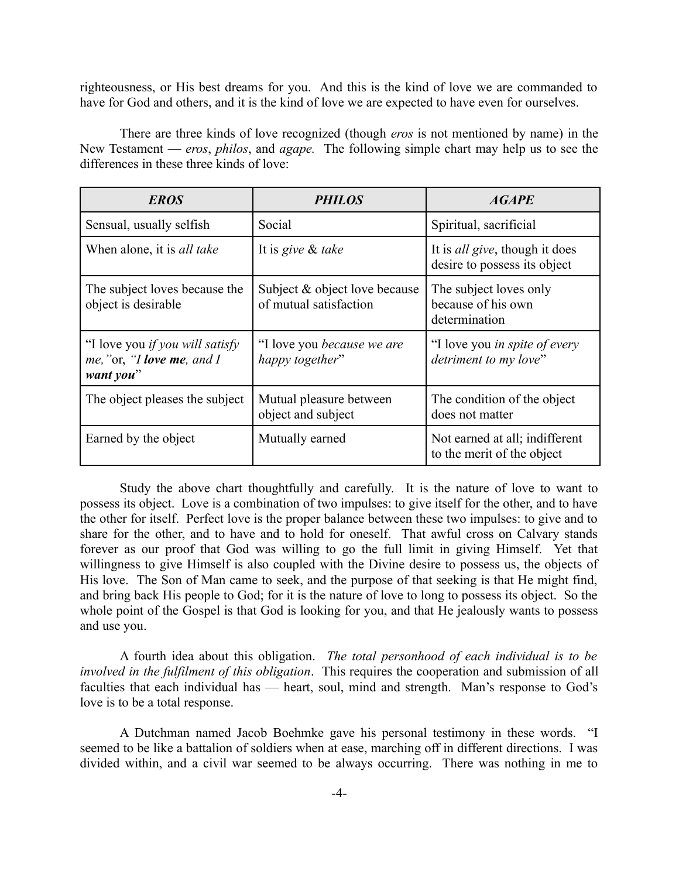righteousness, or His best dreams for you. And this is the kind of love we are commanded to have for God and others, and it is the kind of love we are expected to have even for ourselves.

There are three kinds of love recognized (though *eros* is not mentioned by name) in the New Testament — *eros*, *philos*, and *agape.* The following simple chart may help us to see the differences in these three kinds of love:

| ***EROS*** | ***PHILOS*** | ***AGAPE*** |
|---|---|---|
| Sensual, usually selfish | Social | Spiritual, sacrificial |
| When alone, it is *all take* | It is *give* & *take* | It is *all give*, though it does desire to possess its object |
| The subject loves because the object is desirable | Subject & object love because of mutual satisfaction | The subject loves only because of his own determination |
| "I love you *if you will satisfy me,"*or, *"I **love me**, and I **want you***" | "I love you *because we are happy together*" | "I love you *in spite of every detriment to my love*" |
| The object pleases the subject | Mutual pleasure between object and subject | The condition of the object does not matter |
| Earned by the object | Mutually earned | Not earned at all; indifferent to the merit of the object |

Study the above chart thoughtfully and carefully. It is the nature of love to want to possess its object. Love is a combination of two impulses: to give itself for the other, and to have the other for itself. Perfect love is the proper balance between these two impulses: to give and to share for the other, and to have and to hold for oneself. That awful cross on Calvary stands forever as our proof that God was willing to go the full limit in giving Himself. Yet that willingness to give Himself is also coupled with the Divine desire to possess us, the objects of His love. The Son of Man came to seek, and the purpose of that seeking is that He might find, and bring back His people to God; for it is the nature of love to long to possess its object. So the whole point of the Gospel is that God is looking for you, and that He jealously wants to possess and use you.

A fourth idea about this obligation. *The total personhood of each individual is to be involved in the fulfilment of this obligation*. This requires the cooperation and submission of all faculties that each individual has — heart, soul, mind and strength. Man's response to God's love is to be a total response.

A Dutchman named Jacob Boehmke gave his personal testimony in these words. "I seemed to be like a battalion of soldiers when at ease, marching off in different directions. I was divided within, and a civil war seemed to be always occurring. There was nothing in me to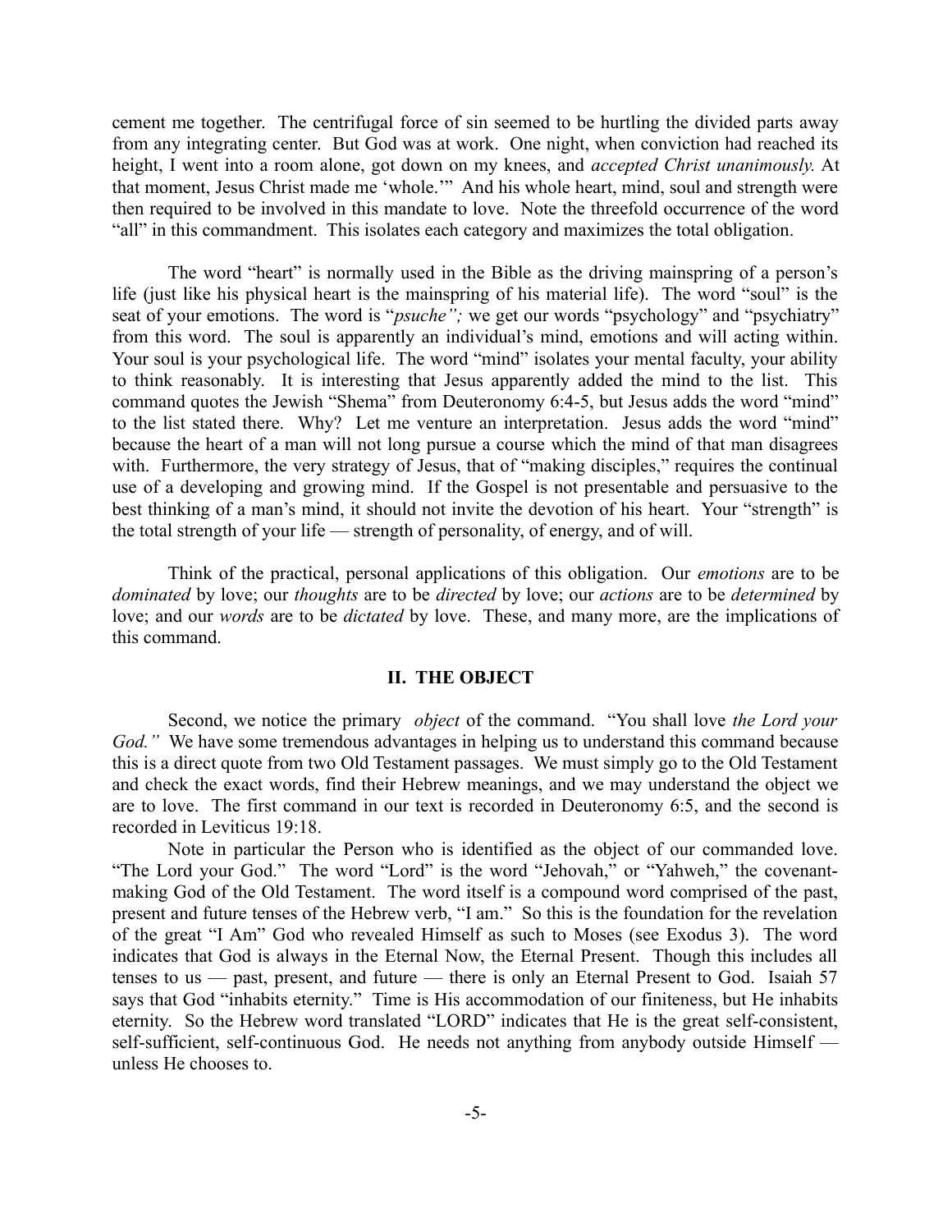cement me together. The centrifugal force of sin seemed to be hurtling the divided parts away from any integrating center. But God was at work. One night, when conviction had reached its height, I went into a room alone, got down on my knees, and *accepted Christ unanimously.* At that moment, Jesus Christ made me 'whole.'" And his whole heart, mind, soul and strength were then required to be involved in this mandate to love. Note the threefold occurrence of the word "all" in this commandment. This isolates each category and maximizes the total obligation.

The word "heart" is normally used in the Bible as the driving mainspring of a person's life (just like his physical heart is the mainspring of his material life). The word "soul" is the seat of your emotions. The word is "*psuche";* we get our words "psychology" and "psychiatry" from this word. The soul is apparently an individual's mind, emotions and will acting within. Your soul is your psychological life. The word "mind" isolates your mental faculty, your ability to think reasonably. It is interesting that Jesus apparently added the mind to the list. This command quotes the Jewish "Shema" from Deuteronomy 6:4-5, but Jesus adds the word "mind" to the list stated there. Why? Let me venture an interpretation. Jesus adds the word "mind" because the heart of a man will not long pursue a course which the mind of that man disagrees with. Furthermore, the very strategy of Jesus, that of "making disciples," requires the continual use of a developing and growing mind. If the Gospel is not presentable and persuasive to the best thinking of a man's mind, it should not invite the devotion of his heart. Your "strength" is the total strength of your life — strength of personality, of energy, and of will.

Think of the practical, personal applications of this obligation. Our *emotions* are to be *dominated* by love; our *thoughts* are to be *directed* by love; our *actions* are to be *determined* by love; and our *words* are to be *dictated* by love. These, and many more, are the implications of this command.

## II. THE OBJECT

Second, we notice the primary *object* of the command. "You shall love *the Lord your God."* We have some tremendous advantages in helping us to understand this command because this is a direct quote from two Old Testament passages. We must simply go to the Old Testament and check the exact words, find their Hebrew meanings, and we may understand the object we are to love. The first command in our text is recorded in Deuteronomy 6:5, and the second is recorded in Leviticus 19:18.

Note in particular the Person who is identified as the object of our commanded love. "The Lord your God." The word "Lord" is the word "Jehovah," or "Yahweh," the covenant-making God of the Old Testament. The word itself is a compound word comprised of the past, present and future tenses of the Hebrew verb, "I am." So this is the foundation for the revelation of the great "I Am" God who revealed Himself as such to Moses (see Exodus 3). The word indicates that God is always in the Eternal Now, the Eternal Present. Though this includes all tenses to us — past, present, and future — there is only an Eternal Present to God. Isaiah 57 says that God "inhabits eternity." Time is His accommodation of our finiteness, but He inhabits eternity. So the Hebrew word translated "LORD" indicates that He is the great self-consistent, self-sufficient, self-continuous God. He needs not anything from anybody outside Himself — unless He chooses to.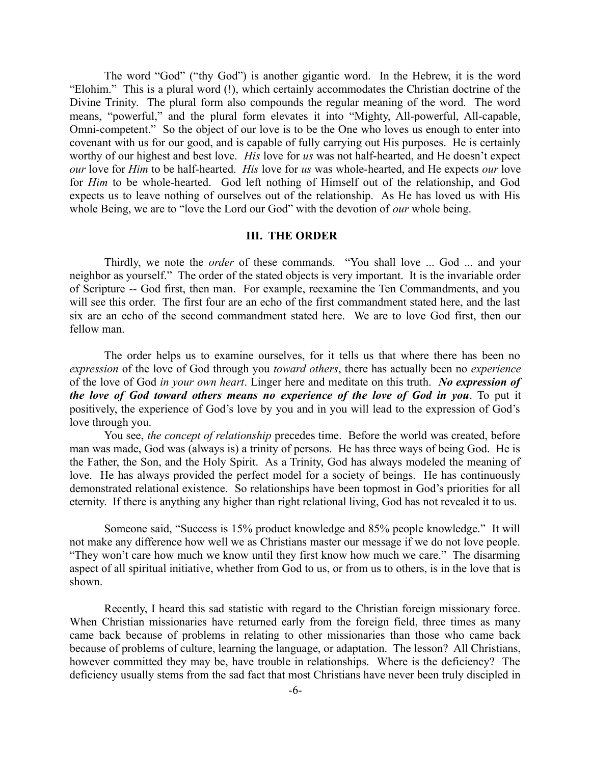The word "God" ("thy God") is another gigantic word. In the Hebrew, it is the word "Elohim." This is a plural word (!), which certainly accommodates the Christian doctrine of the Divine Trinity. The plural form also compounds the regular meaning of the word. The word means, "powerful," and the plural form elevates it into "Mighty, All-powerful, All-capable, Omni-competent." So the object of our love is to be the One who loves us enough to enter into covenant with us for our good, and is capable of fully carrying out His purposes. He is certainly worthy of our highest and best love. *His* love for *us* was not half-hearted, and He doesn't expect *our* love for *Him* to be half-hearted. *His* love for *us* was whole-hearted, and He expects *our* love for *Him* to be whole-hearted. God left nothing of Himself out of the relationship, and God expects us to leave nothing of ourselves out of the relationship. As He has loved us with His whole Being, we are to "love the Lord our God" with the devotion of *our* whole being.

## III. THE ORDER

Thirdly, we note the *order* of these commands. "You shall love ... God ... and your neighbor as yourself." The order of the stated objects is very important. It is the invariable order of Scripture -- God first, then man. For example, reexamine the Ten Commandments, and you will see this order. The first four are an echo of the first commandment stated here, and the last six are an echo of the second commandment stated here. We are to love God first, then our fellow man.

The order helps us to examine ourselves, for it tells us that where there has been no *expression* of the love of God through you *toward others*, there has actually been no *experience* of the love of God *in your own heart*. Linger here and meditate on this truth. ***No expression of the love of God toward others means no experience of the love of God in you***. To put it positively, the experience of God's love by you and in you will lead to the expression of God's love through you.

You see, *the concept of relationship* precedes time. Before the world was created, before man was made, God was (always is) a trinity of persons. He has three ways of being God. He is the Father, the Son, and the Holy Spirit. As a Trinity, God has always modeled the meaning of love. He has always provided the perfect model for a society of beings. He has continuously demonstrated relational existence. So relationships have been topmost in God's priorities for all eternity. If there is anything any higher than right relational living, God has not revealed it to us.

Someone said, "Success is 15% product knowledge and 85% people knowledge." It will not make any difference how well we as Christians master our message if we do not love people. "They won't care how much we know until they first know how much we care." The disarming aspect of all spiritual initiative, whether from God to us, or from us to others, is in the love that is shown.

Recently, I heard this sad statistic with regard to the Christian foreign missionary force. When Christian missionaries have returned early from the foreign field, three times as many came back because of problems in relating to other missionaries than those who came back because of problems of culture, learning the language, or adaptation. The lesson? All Christians, however committed they may be, have trouble in relationships. Where is the deficiency? The deficiency usually stems from the sad fact that most Christians have never been truly discipled in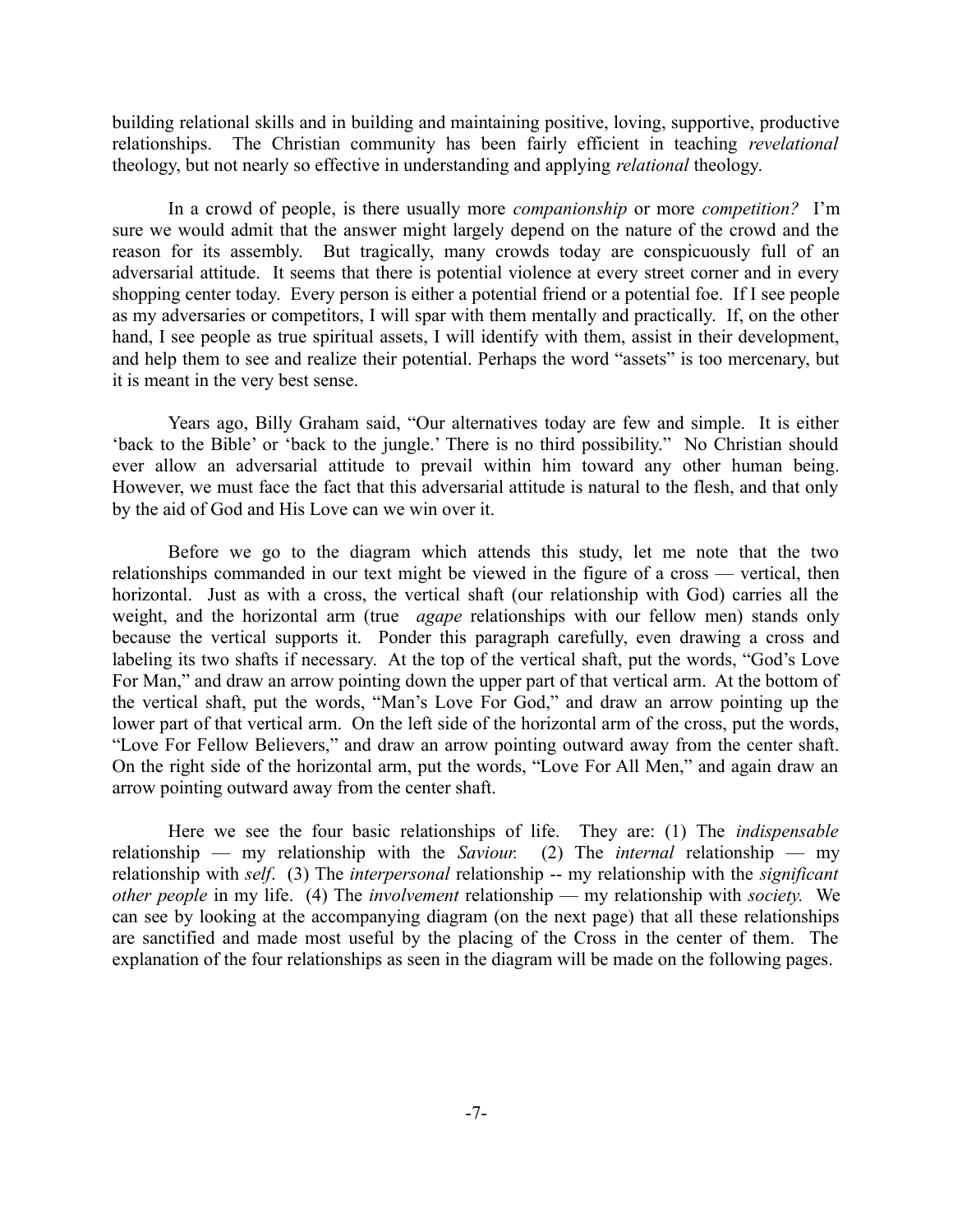building relational skills and in building and maintaining positive, loving, supportive, productive relationships. The Christian community has been fairly efficient in teaching *revelational* theology, but not nearly so effective in understanding and applying *relational* theology.

In a crowd of people, is there usually more *companionship* or more *competition?* I'm sure we would admit that the answer might largely depend on the nature of the crowd and the reason for its assembly. But tragically, many crowds today are conspicuously full of an adversarial attitude. It seems that there is potential violence at every street corner and in every shopping center today. Every person is either a potential friend or a potential foe. If I see people as my adversaries or competitors, I will spar with them mentally and practically. If, on the other hand, I see people as true spiritual assets, I will identify with them, assist in their development, and help them to see and realize their potential. Perhaps the word "assets" is too mercenary, but it is meant in the very best sense.

Years ago, Billy Graham said, "Our alternatives today are few and simple. It is either 'back to the Bible' or 'back to the jungle.' There is no third possibility." No Christian should ever allow an adversarial attitude to prevail within him toward any other human being. However, we must face the fact that this adversarial attitude is natural to the flesh, and that only by the aid of God and His Love can we win over it.

Before we go to the diagram which attends this study, let me note that the two relationships commanded in our text might be viewed in the figure of a cross — vertical, then horizontal. Just as with a cross, the vertical shaft (our relationship with God) carries all the weight, and the horizontal arm (true *agape* relationships with our fellow men) stands only because the vertical supports it. Ponder this paragraph carefully, even drawing a cross and labeling its two shafts if necessary. At the top of the vertical shaft, put the words, "God's Love For Man," and draw an arrow pointing down the upper part of that vertical arm. At the bottom of the vertical shaft, put the words, "Man's Love For God," and draw an arrow pointing up the lower part of that vertical arm. On the left side of the horizontal arm of the cross, put the words, "Love For Fellow Believers," and draw an arrow pointing outward away from the center shaft. On the right side of the horizontal arm, put the words, "Love For All Men," and again draw an arrow pointing outward away from the center shaft.

Here we see the four basic relationships of life. They are: (1) The *indispensable* relationship — my relationship with the *Saviour.* (2) The *internal* relationship — my relationship with *self*. (3) The *interpersonal* relationship -- my relationship with the *significant other people* in my life. (4) The *involvement* relationship — my relationship with *society.* We can see by looking at the accompanying diagram (on the next page) that all these relationships are sanctified and made most useful by the placing of the Cross in the center of them. The explanation of the four relationships as seen in the diagram will be made on the following pages.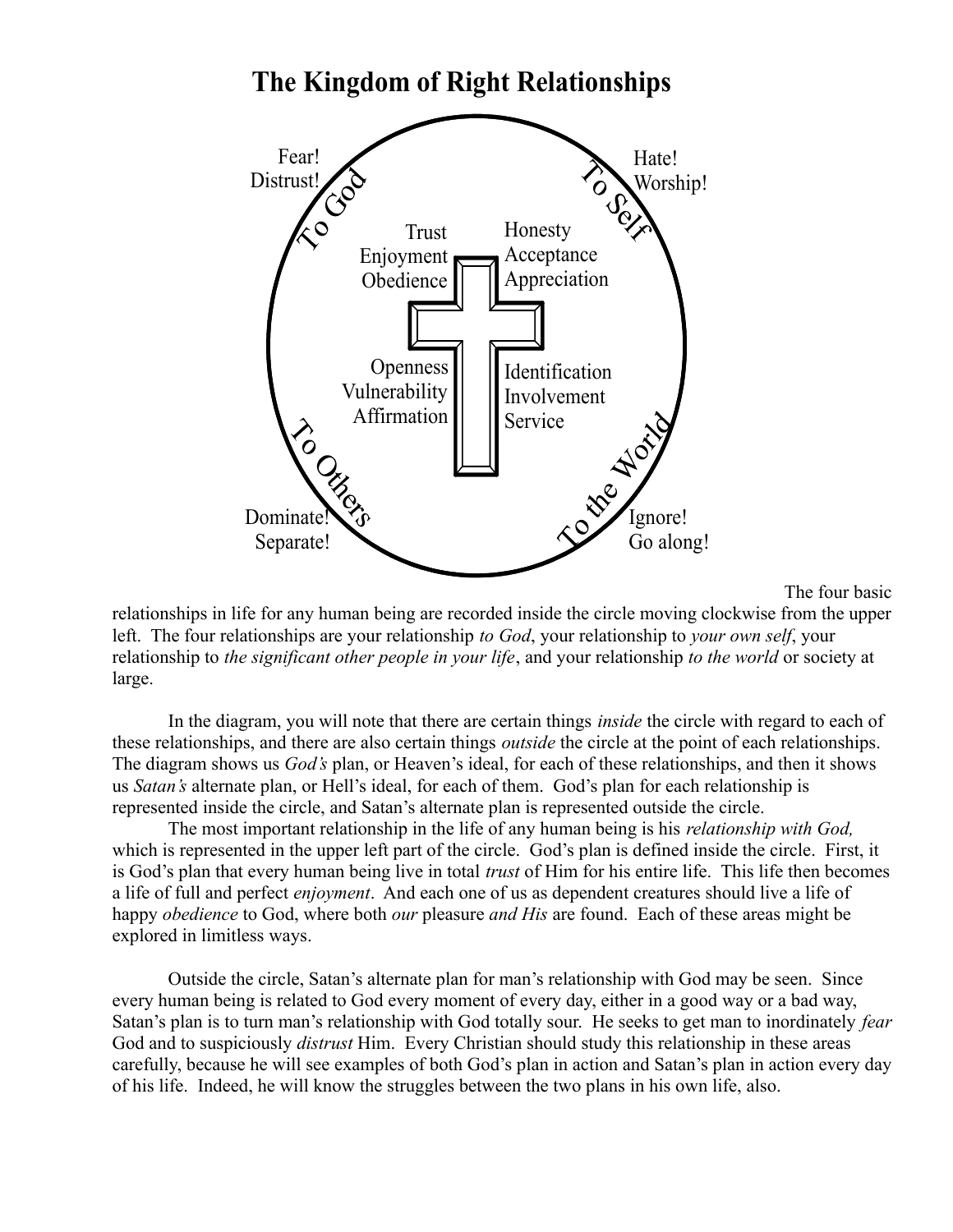# The Kingdom of Right Relationships

Fear!
Distrust!

To God

Trust
Enjoyment
Obedience

To Self

Hate!
Worship!

Honesty
Acceptance
Appreciation

Openness
Vulnerability
Affirmation

Identification
Involvement
Service

To Others

Dominate!
Separate!

To the World

Ignore!
Go along!

The four basic relationships in life for any human being are recorded inside the circle moving clockwise from the upper left. The four relationships are your relationship *to God*, your relationship to *your own self*, your relationship to *the significant other people in your life*, and your relationship *to the world* or society at large.

In the diagram, you will note that there are certain things *inside* the circle with regard to each of these relationships, and there are also certain things *outside* the circle at the point of each relationships. The diagram shows us *God's* plan, or Heaven's ideal, for each of these relationships, and then it shows us *Satan's* alternate plan, or Hell's ideal, for each of them. God's plan for each relationship is represented inside the circle, and Satan's alternate plan is represented outside the circle.

The most important relationship in the life of any human being is his *relationship with God,* which is represented in the upper left part of the circle. God's plan is defined inside the circle. First, it is God's plan that every human being live in total *trust* of Him for his entire life. This life then becomes a life of full and perfect *enjoyment*. And each one of us as dependent creatures should live a life of happy *obedience* to God, where both *our* pleasure *and His* are found. Each of these areas might be explored in limitless ways.

Outside the circle, Satan's alternate plan for man's relationship with God may be seen. Since every human being is related to God every moment of every day, either in a good way or a bad way, Satan's plan is to turn man's relationship with God totally sour. He seeks to get man to inordinately *fear* God and to suspiciously *distrust* Him. Every Christian should study this relationship in these areas carefully, because he will see examples of both God's plan in action and Satan's plan in action every day of his life. Indeed, he will know the struggles between the two plans in his own life, also.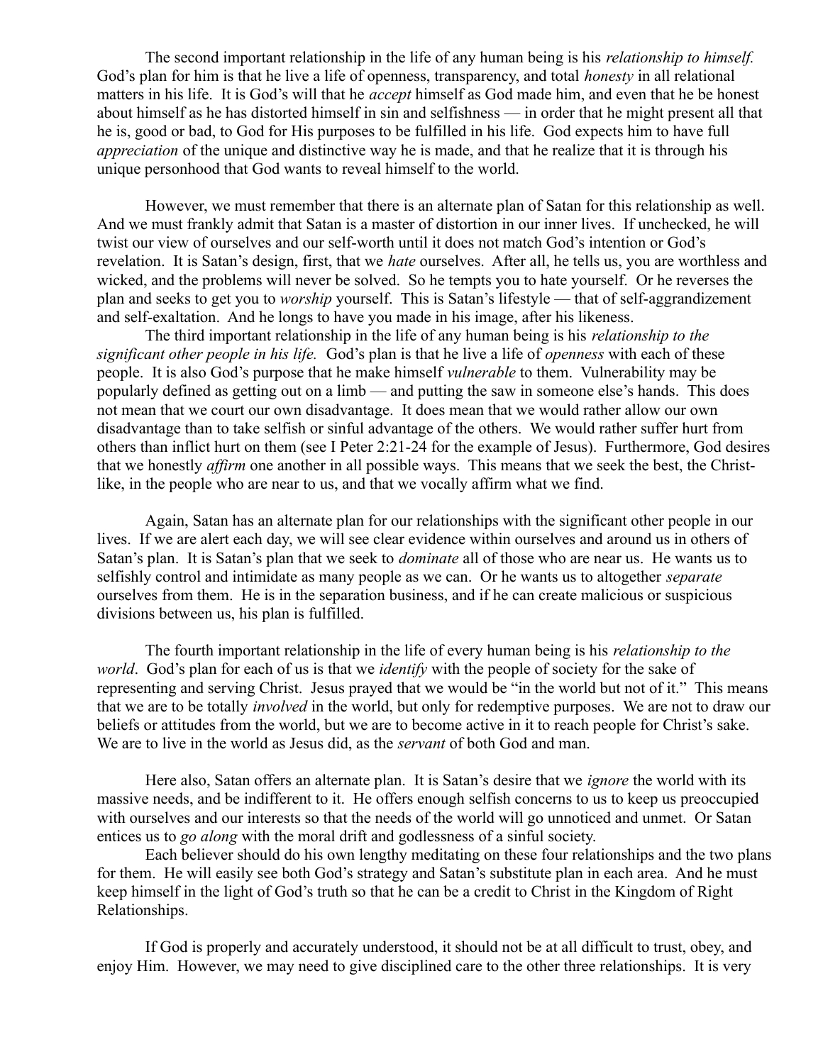The second important relationship in the life of any human being is his *relationship to himself.* God's plan for him is that he live a life of openness, transparency, and total *honesty* in all relational matters in his life. It is God's will that he *accept* himself as God made him, and even that he be honest about himself as he has distorted himself in sin and selfishness — in order that he might present all that he is, good or bad, to God for His purposes to be fulfilled in his life. God expects him to have full *appreciation* of the unique and distinctive way he is made, and that he realize that it is through his unique personhood that God wants to reveal himself to the world.

However, we must remember that there is an alternate plan of Satan for this relationship as well. And we must frankly admit that Satan is a master of distortion in our inner lives. If unchecked, he will twist our view of ourselves and our self-worth until it does not match God's intention or God's revelation. It is Satan's design, first, that we *hate* ourselves. After all, he tells us, you are worthless and wicked, and the problems will never be solved. So he tempts you to hate yourself. Or he reverses the plan and seeks to get you to *worship* yourself. This is Satan's lifestyle — that of self-aggrandizement and self-exaltation. And he longs to have you made in his image, after his likeness.

The third important relationship in the life of any human being is his *relationship to the significant other people in his life.* God's plan is that he live a life of *openness* with each of these people. It is also God's purpose that he make himself *vulnerable* to them. Vulnerability may be popularly defined as getting out on a limb — and putting the saw in someone else's hands. This does not mean that we court our own disadvantage. It does mean that we would rather allow our own disadvantage than to take selfish or sinful advantage of the others. We would rather suffer hurt from others than inflict hurt on them (see I Peter 2:21-24 for the example of Jesus). Furthermore, God desires that we honestly *affirm* one another in all possible ways. This means that we seek the best, the Christ-like, in the people who are near to us, and that we vocally affirm what we find.

Again, Satan has an alternate plan for our relationships with the significant other people in our lives. If we are alert each day, we will see clear evidence within ourselves and around us in others of Satan's plan. It is Satan's plan that we seek to *dominate* all of those who are near us. He wants us to selfishly control and intimidate as many people as we can. Or he wants us to altogether *separate* ourselves from them. He is in the separation business, and if he can create malicious or suspicious divisions between us, his plan is fulfilled.

The fourth important relationship in the life of every human being is his *relationship to the world*. God's plan for each of us is that we *identify* with the people of society for the sake of representing and serving Christ. Jesus prayed that we would be "in the world but not of it." This means that we are to be totally *involved* in the world, but only for redemptive purposes. We are not to draw our beliefs or attitudes from the world, but we are to become active in it to reach people for Christ's sake. We are to live in the world as Jesus did, as the *servant* of both God and man.

Here also, Satan offers an alternate plan. It is Satan's desire that we *ignore* the world with its massive needs, and be indifferent to it. He offers enough selfish concerns to us to keep us preoccupied with ourselves and our interests so that the needs of the world will go unnoticed and unmet. Or Satan entices us to *go along* with the moral drift and godlessness of a sinful society.

Each believer should do his own lengthy meditating on these four relationships and the two plans for them. He will easily see both God's strategy and Satan's substitute plan in each area. And he must keep himself in the light of God's truth so that he can be a credit to Christ in the Kingdom of Right Relationships.

If God is properly and accurately understood, it should not be at all difficult to trust, obey, and enjoy Him. However, we may need to give disciplined care to the other three relationships. It is very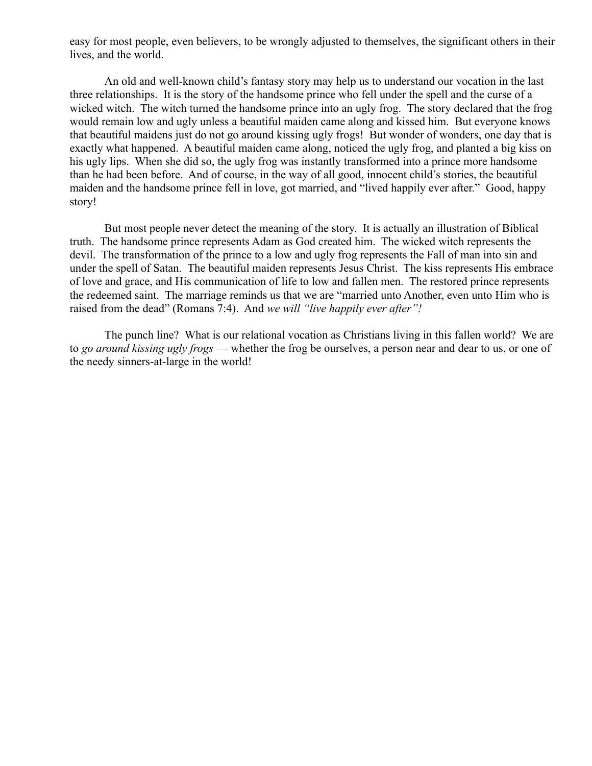easy for most people, even believers, to be wrongly adjusted to themselves, the significant others in their lives, and the world.

An old and well-known child's fantasy story may help us to understand our vocation in the last three relationships. It is the story of the handsome prince who fell under the spell and the curse of a wicked witch. The witch turned the handsome prince into an ugly frog. The story declared that the frog would remain low and ugly unless a beautiful maiden came along and kissed him. But everyone knows that beautiful maidens just do not go around kissing ugly frogs! But wonder of wonders, one day that is exactly what happened. A beautiful maiden came along, noticed the ugly frog, and planted a big kiss on his ugly lips. When she did so, the ugly frog was instantly transformed into a prince more handsome than he had been before. And of course, in the way of all good, innocent child's stories, the beautiful maiden and the handsome prince fell in love, got married, and "lived happily ever after." Good, happy story!

But most people never detect the meaning of the story. It is actually an illustration of Biblical truth. The handsome prince represents Adam as God created him. The wicked witch represents the devil. The transformation of the prince to a low and ugly frog represents the Fall of man into sin and under the spell of Satan. The beautiful maiden represents Jesus Christ. The kiss represents His embrace of love and grace, and His communication of life to low and fallen men. The restored prince represents the redeemed saint. The marriage reminds us that we are "married unto Another, even unto Him who is raised from the dead" (Romans 7:4). And *we will "live happily ever after"!*

The punch line? What is our relational vocation as Christians living in this fallen world? We are to *go around kissing ugly frogs* — whether the frog be ourselves, a person near and dear to us, or one of the needy sinners-at-large in the world!